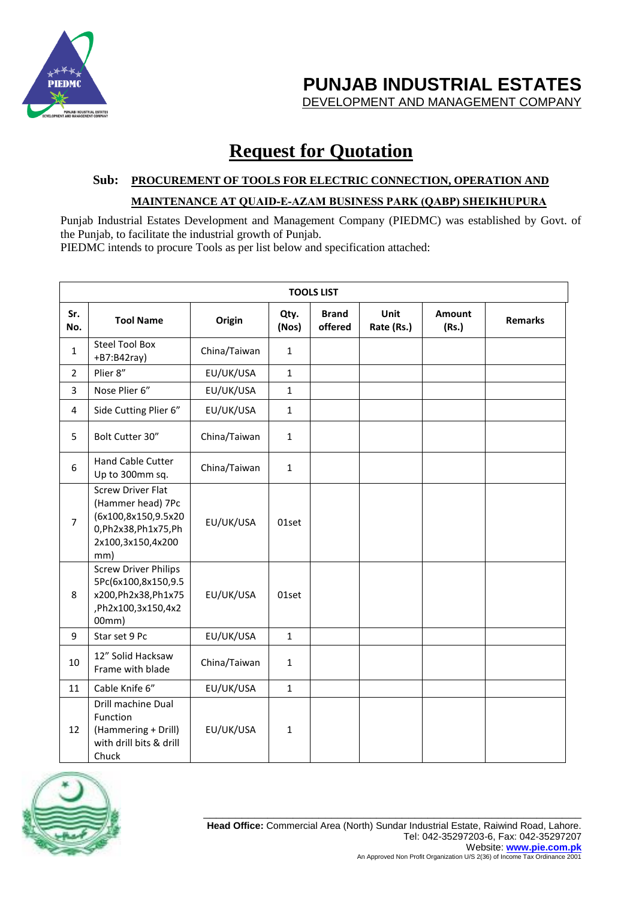# PUNJAB INDUSTRIAL ESTATES

DEVELOPMENT AND MANAGEMENT COMPANY

## Request for Quotation

**Sub: PROCUREMENT OF TOOLS FOR ELECTRIC CONNECTION, OPERATION AND MAINTENANCE AT QUAID-E-AZAM BUSINESS PARK (QABP) SHEIKHUPURA**

Punjab Industrial Estates Development and Management Company (PIEDMC) was established by Govt. of the Punjab, to facilitate the industrial growth of Punjab.
PIEDMC intends to procure Tools as per list below and specification attached:

| TOOLS LIST | | | | | | | |
|---|---|---|---|---|---|---|---|
| **Sr. No.** | **Tool Name** | **Origin** | **Qty. (Nos)** | **Brand offered** | **Unit Rate (Rs.)** | **Amount (Rs.)** | **Remarks** |
| 1 | Steel Tool Box +B7:B42ray) | China/Taiwan | 1 | | | | |
| 2 | Plier 8" | EU/UK/USA | 1 | | | | |
| 3 | Nose Plier 6" | EU/UK/USA | 1 | | | | |
| 4 | Side Cutting Plier 6" | EU/UK/USA | 1 | | | | |
| 5 | Bolt Cutter 30" | China/Taiwan | 1 | | | | |
| 6 | Hand Cable Cutter Up to 300mm sq. | China/Taiwan | 1 | | | | |
| 7 | Screw Driver Flat (Hammer head) 7Pc (6x100,8x150,9.5x200,Ph2x38,Ph1x75,Ph2x100,3x150,4x200 mm) | EU/UK/USA | 01set | | | | |
| 8 | Screw Driver Philips 5Pc(6x100,8x150,9.5x200,Ph2x38,Ph1x75,Ph2x100,3x150,4x200mm) | EU/UK/USA | 01set | | | | |
| 9 | Star set 9 Pc | EU/UK/USA | 1 | | | | |
| 10 | 12" Solid Hacksaw Frame with blade | China/Taiwan | 1 | | | | |
| 11 | Cable Knife 6" | EU/UK/USA | 1 | | | | |
| 12 | Drill machine Dual Function (Hammering + Drill) with drill bits & drill Chuck | EU/UK/USA | 1 | | | | |

**Head Office:** Commercial Area (North) Sundar Industrial Estate, Raiwind Road, Lahore.
Tel: 042-35297203-6, Fax: 042-35297207
Website: **www.pie.com.pk**
An Approved Non Profit Organization U/S 2(36) of Income Tax Ordinance 2001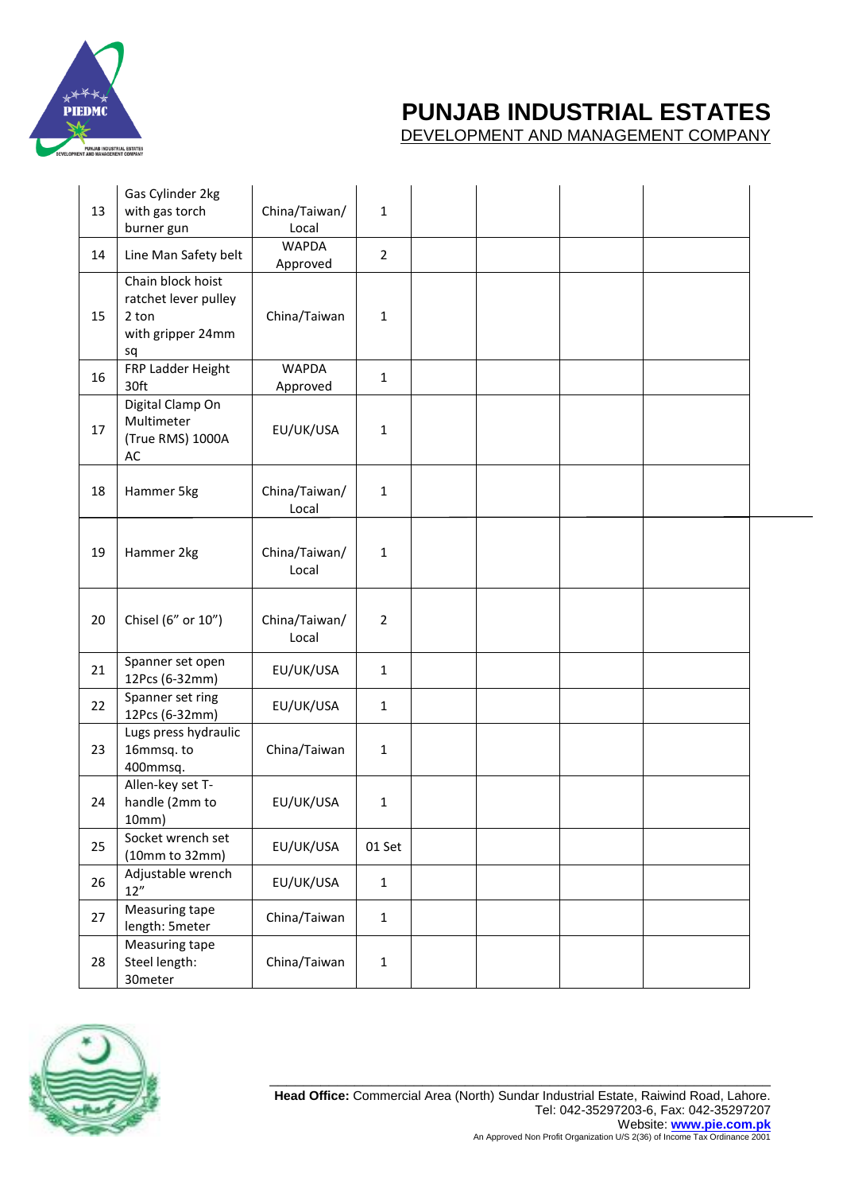# PUNJAB INDUSTRIAL ESTATES

DEVELOPMENT AND MANAGEMENT COMPANY

| | | | | | | | |
|---|---|---|---|---|---|---|---|
| 13 | Gas Cylinder 2kg with gas torch burner gun | China/Taiwan/ Local | 1 | | | | |
| 14 | Line Man Safety belt | WAPDA Approved | 2 | | | | |
| 15 | Chain block hoist ratchet lever pulley 2 ton with gripper 24mm sq | China/Taiwan | 1 | | | | |
| 16 | FRP Ladder Height 30ft | WAPDA Approved | 1 | | | | |
| 17 | Digital Clamp On Multimeter (True RMS) 1000A AC | EU/UK/USA | 1 | | | | |
| 18 | Hammer 5kg | China/Taiwan/ Local | 1 | | | | |
| 19 | Hammer 2kg | China/Taiwan/ Local | 1 | | | | |
| 20 | Chisel (6" or 10") | China/Taiwan/ Local | 2 | | | | |
| 21 | Spanner set open 12Pcs (6-32mm) | EU/UK/USA | 1 | | | | |
| 22 | Spanner set ring 12Pcs (6-32mm) | EU/UK/USA | 1 | | | | |
| 23 | Lugs press hydraulic 16mmsq. to 400mmsq. | China/Taiwan | 1 | | | | |
| 24 | Allen-key set T-handle (2mm to 10mm) | EU/UK/USA | 1 | | | | |
| 25 | Socket wrench set (10mm to 32mm) | EU/UK/USA | 01 Set | | | | |
| 26 | Adjustable wrench 12" | EU/UK/USA | 1 | | | | |
| 27 | Measuring tape length: 5meter | China/Taiwan | 1 | | | | |
| 28 | Measuring tape Steel length: 30meter | China/Taiwan | 1 | | | | |

**Head Office:** Commercial Area (North) Sundar Industrial Estate, Raiwind Road, Lahore.
Tel: 042-35297203-6, Fax: 042-35297207
Website: **www.pie.com.pk**
An Approved Non Profit Organization U/S 2(36) of Income Tax Ordinance 2001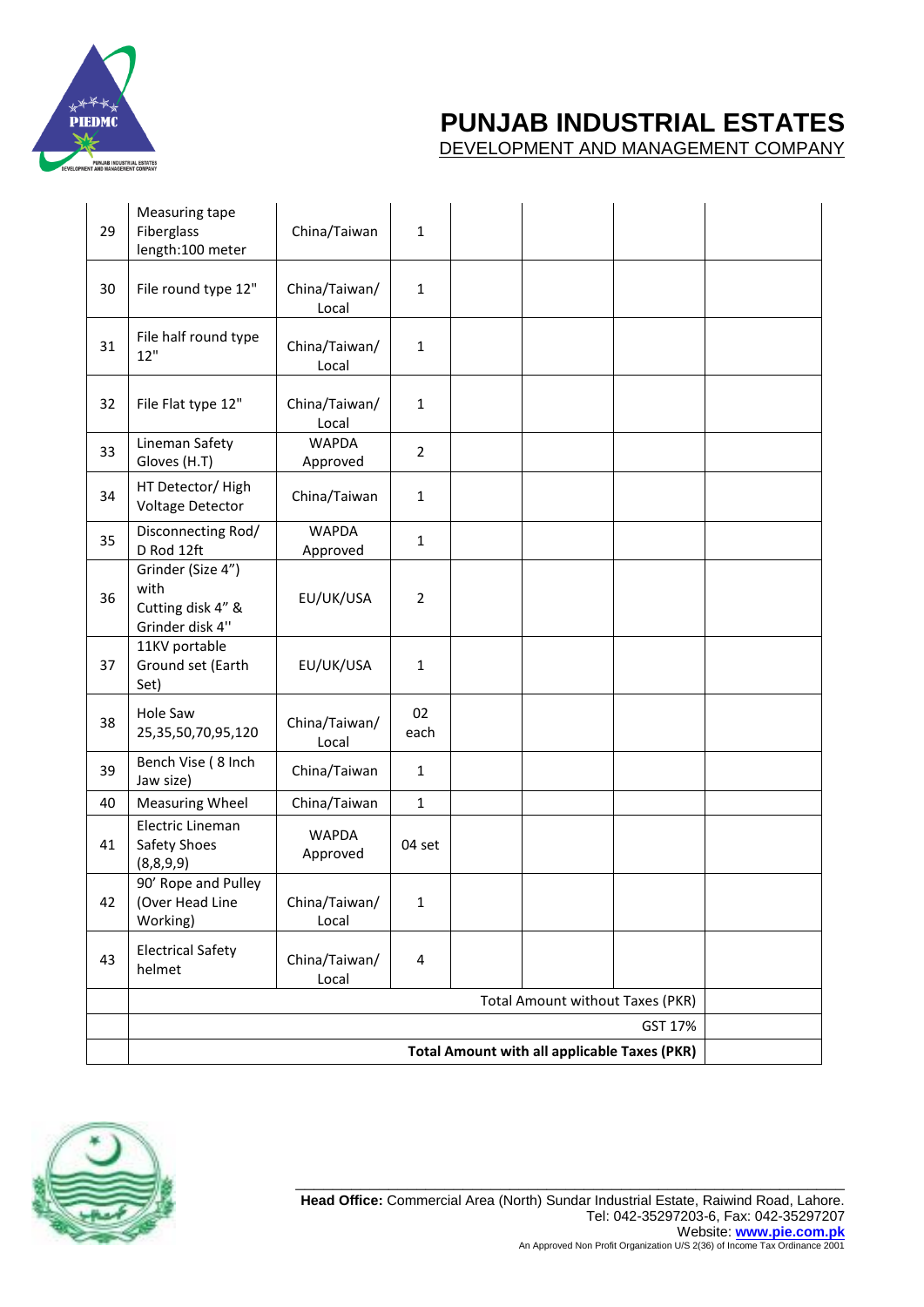| 29 | Measuring tape Fiberglass length:100 meter | China/Taiwan | 1 | | | | |
|---|---|---|---|---|---|---|---|
| 30 | File round type 12" | China/Taiwan/ Local | 1 | | | | |
| 31 | File half round type 12" | China/Taiwan/ Local | 1 | | | | |
| 32 | File Flat type 12" | China/Taiwan/ Local | 1 | | | | |
| 33 | Lineman Safety Gloves (H.T) | WAPDA Approved | 2 | | | | |
| 34 | HT Detector/ High Voltage Detector | China/Taiwan | 1 | | | | |
| 35 | Disconnecting Rod/ D Rod 12ft | WAPDA Approved | 1 | | | | |
| 36 | Grinder (Size 4") with Cutting disk 4" & Grinder disk 4" | EU/UK/USA | 2 | | | | |
| 37 | 11KV portable Ground set (Earth Set) | EU/UK/USA | 1 | | | | |
| 38 | Hole Saw 25,35,50,70,95,120 | China/Taiwan/ Local | 02 each | | | | |
| 39 | Bench Vise ( 8 Inch Jaw size) | China/Taiwan | 1 | | | | |
| 40 | Measuring Wheel | China/Taiwan | 1 | | | | |
| 41 | Electric Lineman Safety Shoes (8,8,9,9) | WAPDA Approved | 04 set | | | | |
| 42 | 90' Rope and Pulley (Over Head Line Working) | China/Taiwan/ Local | 1 | | | | |
| 43 | Electrical Safety helmet | China/Taiwan/ Local | 4 | | | | |
| | Total Amount without Taxes (PKR) | | | | | | |
| | GST 17% | | | | | | |
| | **Total Amount with all applicable Taxes (PKR)** | | | | | | |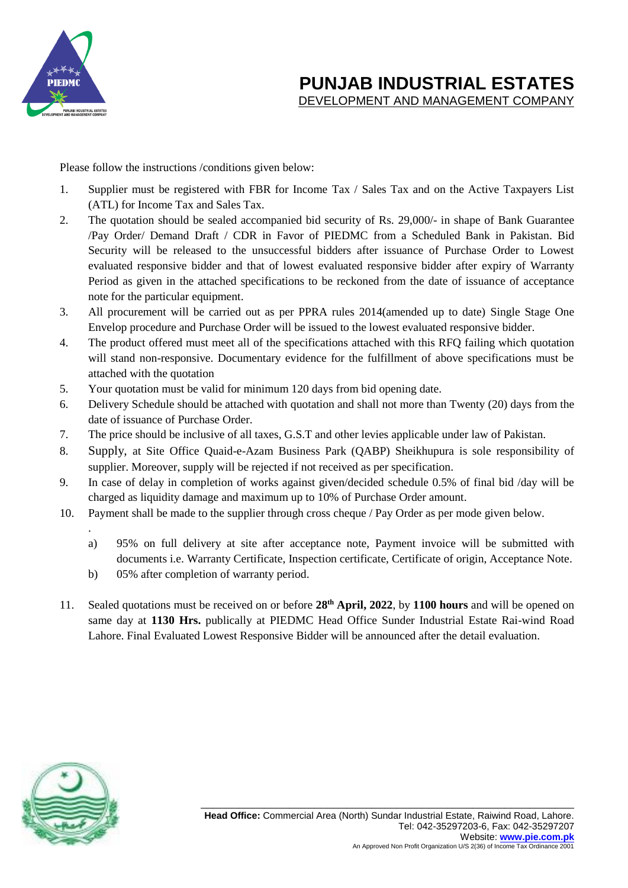# PUNJAB INDUSTRIAL ESTATES

DEVELOPMENT AND MANAGEMENT COMPANY

Please follow the instructions /conditions given below:

1. Supplier must be registered with FBR for Income Tax / Sales Tax and on the Active Taxpayers List (ATL) for Income Tax and Sales Tax.
2. The quotation should be sealed accompanied bid security of Rs. 29,000/- in shape of Bank Guarantee /Pay Order/ Demand Draft / CDR in Favor of PIEDMC from a Scheduled Bank in Pakistan. Bid Security will be released to the unsuccessful bidders after issuance of Purchase Order to Lowest evaluated responsive bidder and that of lowest evaluated responsive bidder after expiry of Warranty Period as given in the attached specifications to be reckoned from the date of issuance of acceptance note for the particular equipment.
3. All procurement will be carried out as per PPRA rules 2014(amended up to date) Single Stage One Envelop procedure and Purchase Order will be issued to the lowest evaluated responsive bidder.
4. The product offered must meet all of the specifications attached with this RFQ failing which quotation will stand non-responsive. Documentary evidence for the fulfillment of above specifications must be attached with the quotation
5. Your quotation must be valid for minimum 120 days from bid opening date.
6. Delivery Schedule should be attached with quotation and shall not more than Twenty (20) days from the date of issuance of Purchase Order.
7. The price should be inclusive of all taxes, G.S.T and other levies applicable under law of Pakistan.
8. Supply, at Site Office Quaid-e-Azam Business Park (QABP) Sheikhupura is sole responsibility of supplier. Moreover, supply will be rejected if not received as per specification.
9. In case of delay in completion of works against given/decided schedule 0.5% of final bid /day will be charged as liquidity damage and maximum up to 10% of Purchase Order amount.
10. Payment shall be made to the supplier through cross cheque / Pay Order as per mode given below.
    a) 95% on full delivery at site after acceptance note, Payment invoice will be submitted with documents i.e. Warranty Certificate, Inspection certificate, Certificate of origin, Acceptance Note.
    b) 05% after completion of warranty period.
11. Sealed quotations must be received on or before **28th April, 2022**, by **1100 hours** and will be opened on same day at **1130 Hrs.** publically at PIEDMC Head Office Sunder Industrial Estate Rai-wind Road Lahore. Final Evaluated Lowest Responsive Bidder will be announced after the detail evaluation.

**Head Office:** Commercial Area (North) Sundar Industrial Estate, Raiwind Road, Lahore.
Tel: 042-35297203-6, Fax: 042-35297207
Website: **www.pie.com.pk**
An Approved Non Profit Organization U/S 2(36) of Income Tax Ordinance 2001